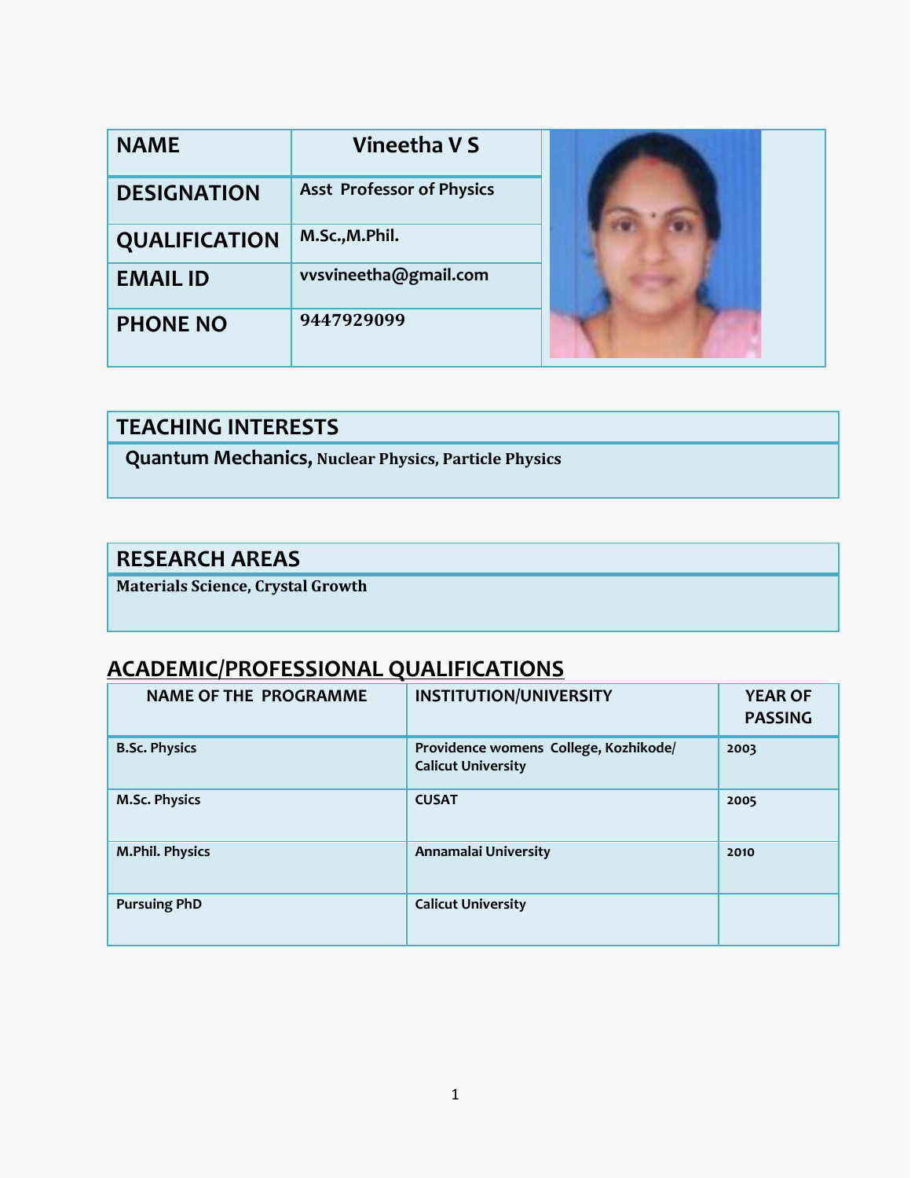| NAME | Vineetha V S |
|---|---|
| DESIGNATION | Asst Professor of Physics |
| QUALIFICATION | M.Sc.,M.Phil. |
| EMAIL ID | vvsvineetha@gmail.com |
| PHONE NO | 9447929099 |

## TEACHING INTERESTS

**Quantum Mechanics, Nuclear Physics, Particle Physics**

## RESEARCH AREAS

**Materials Science, Crystal Growth**

## ACADEMIC/PROFESSIONAL QUALIFICATIONS

| NAME OF THE PROGRAMME | INSTITUTION/UNIVERSITY | YEAR OF PASSING |
|---|---|---|
| B.Sc. Physics | Providence womens College, Kozhikode/ Calicut University | 2003 |
| M.Sc. Physics | CUSAT | 2005 |
| M.Phil. Physics | Annamalai University | 2010 |
| Pursuing PhD | Calicut University | |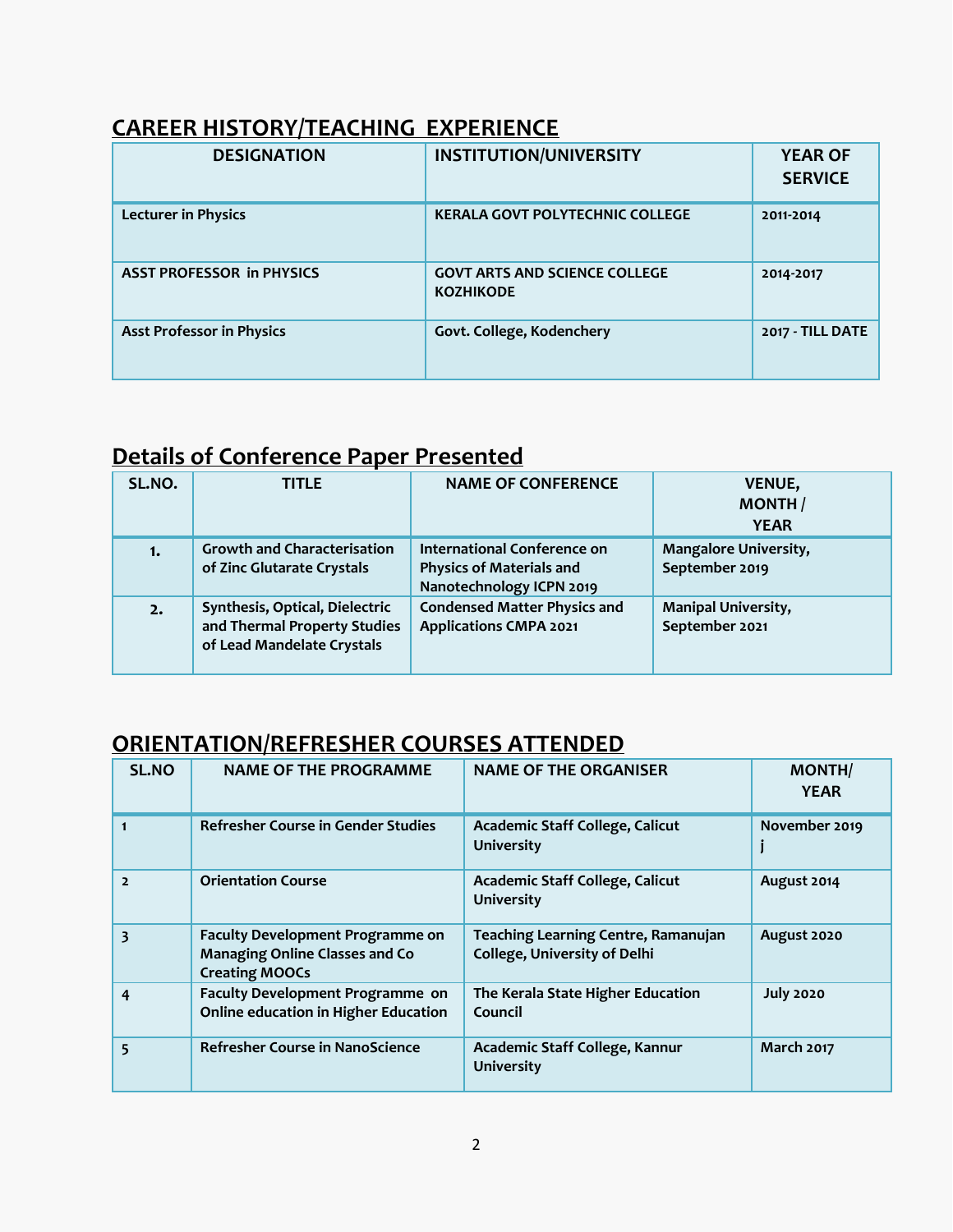## CAREER HISTORY/TEACHING EXPERIENCE

| DESIGNATION | INSTITUTION/UNIVERSITY | YEAR OF SERVICE |
|---|---|---|
| Lecturer in Physics | KERALA GOVT POLYTECHNIC COLLEGE | 2011-2014 |
| ASST PROFESSOR in PHYSICS | GOVT ARTS AND SCIENCE COLLEGE KOZHIKODE | 2014-2017 |
| Asst Professor in Physics | Govt. College, Kodenchery | 2017 - TILL DATE |

## Details of Conference Paper Presented

| SL.NO. | TITLE | NAME OF CONFERENCE | VENUE, MONTH / YEAR |
|---|---|---|---|
| 1. | Growth and Characterisation of Zinc Glutarate Crystals | International Conference on Physics of Materials and Nanotechnology ICPN 2019 | Mangalore University, September 2019 |
| 2. | Synthesis, Optical, Dielectric and Thermal Property Studies of Lead Mandelate Crystals | Condensed Matter Physics and Applications CMPA 2021 | Manipal University, September 2021 |

## ORIENTATION/REFRESHER COURSES ATTENDED

| SL.NO | NAME OF THE PROGRAMME | NAME OF THE ORGANISER | MONTH/ YEAR |
|---|---|---|---|
| 1 | Refresher Course in Gender Studies | Academic Staff College, Calicut University | November 2019 j |
| 2 | Orientation Course | Academic Staff College, Calicut University | August 2014 |
| 3 | Faculty Development Programme on Managing Online Classes and Co Creating MOOCs | Teaching Learning Centre, Ramanujan College, University of Delhi | August 2020 |
| 4 | Faculty Development Programme on Online education in Higher Education | The Kerala State Higher Education Council | July 2020 |
| 5 | Refresher Course in NanoScience | Academic Staff College, Kannur University | March 2017 |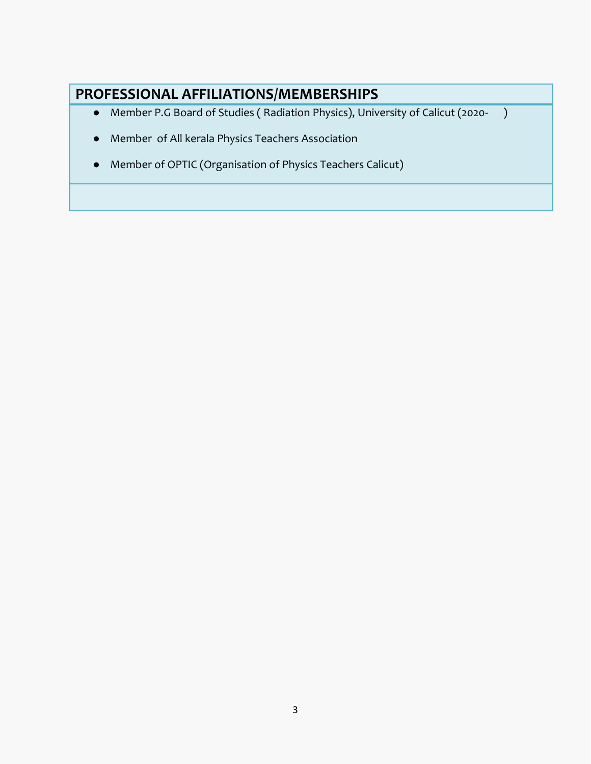## PROFESSIONAL AFFILIATIONS/MEMBERSHIPS

- Member P.G Board of Studies ( Radiation Physics), University of Calicut (2020- )
- Member of All kerala Physics Teachers Association
- Member of OPTIC (Organisation of Physics Teachers Calicut)